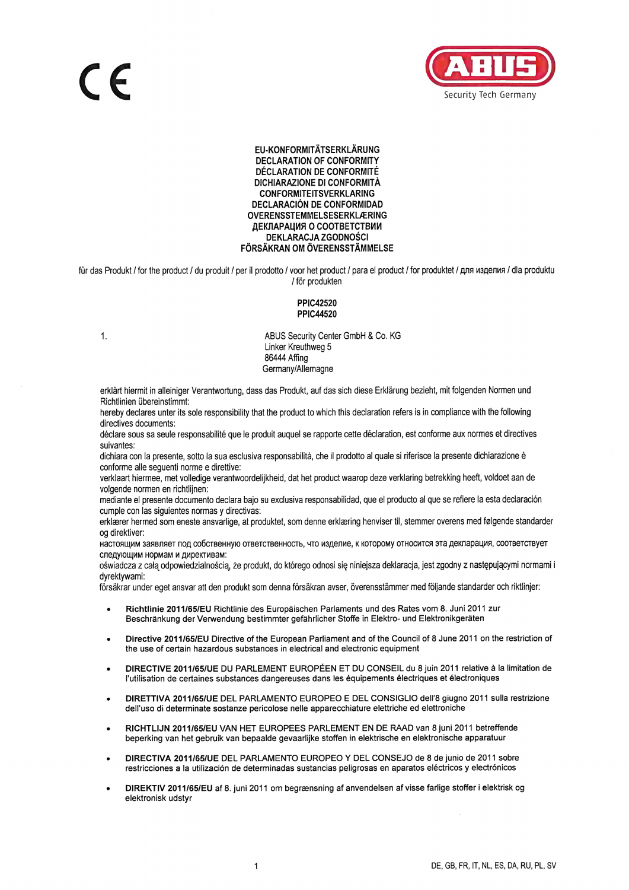CE

ABUS
Security Tech Germany

**EU-KONFORMITÄTSERKLÄRUNG**
**DECLARATION OF CONFORMITY**
**DÉCLARATION DE CONFORMITÉ**
**DICHIARAZIONE DI CONFORMITÀ**
**CONFORMITEITSVERKLARING**
**DECLARACIÓN DE CONFORMIDAD**
**OVERENSSTEMMELSESERKLÆRING**
**ДЕКЛАРАЦИЯ О СООТВЕТСТВИИ**
**DEKLARACJA ZGODNOŚCI**
**FÖRSÄKRAN OM ÖVERENSSTÄMMELSE**

für das Produkt / for the product / du produit / per il prodotto / voor het product / para el product / for produktet / для изделия / dla produktu / för produkten

**PPIC42520**
**PPIC44520**

1. ABUS Security Center GmbH & Co. KG
Linker Kreuthweg 5
86444 Affing
Germany/Allemagne

erklärt hiermit in alleiniger Verantwortung, dass das Produkt, auf das sich diese Erklärung bezieht, mit folgenden Normen und Richtlinien übereinstimmt:
hereby declares under its sole responsibility that the product to which this declaration refers is in compliance with the following directives documents:
déclare sous sa seule responsabilité que le produit auquel se rapporte cette déclaration, est conforme aux normes et directives suivantes:
dichiara con la presente, sotto la sua esclusiva responsabilità, che il prodotto al quale si riferisce la presente dichiarazione è conforme alle seguenti norme e direttive:
verklaart hiermee, met volledige verantwoordelijkheid, dat het product waarop deze verklaring betrekking heeft, voldoet aan de volgende normen en richtlijnen:
mediante el presente documento declara bajo su exclusiva responsabilidad, que el producto al que se refiere la esta declaración cumple con las siguientes normas y directivas:
erklærer hermed som eneste ansvarlige, at produktet, som denne erklæring henviser til, stemmer overens med følgende standarder og direktiver:
настоящим заявляет под собственную ответственность, что изделие, к которому относится эта декларация, соответствует следующим нормам и директивам:
oświadcza z całą odpowiedzialnością, że produkt, do którego odnosi się niniejsza deklaracja, jest zgodny z następującymi normami i dyrektywami:
försäkrar under eget ansvar att den produkt som denna försäkran avser, överensstämmer med följande standarder och riktlinjer:

- **Richtlinie 2011/65/EU** Richtlinie des Europäischen Parlaments und des Rates vom 8. Juni 2011 zur Beschränkung der Verwendung bestimmter gefährlicher Stoffe in Elektro- und Elektronikgeräten
- **Directive 2011/65/EU** Directive of the European Parliament and of the Council of 8 June 2011 on the restriction of the use of certain hazardous substances in electrical and electronic equipment
- **DIRECTIVE 2011/65/UE** DU PARLEMENT EUROPÉEN ET DU CONSEIL du 8 juin 2011 relative à la limitation de l'utilisation de certaines substances dangereuses dans les équipements électriques et électroniques
- **DIRETTIVA 2011/65/UE** DEL PARLAMENTO EUROPEO E DEL CONSIGLIO dell'8 giugno 2011 sulla restrizione dell'uso di determinate sostanze pericolose nelle apparecchiature elettriche ed elettroniche
- **RICHTLIJN 2011/65/EU** VAN HET EUROPEES PARLEMENT EN DE RAAD van 8 juni 2011 betreffende beperking van het gebruik van bepaalde gevaarlijke stoffen in elektrische en elektronische apparatuur
- **DIRECTIVA 2011/65/UE** DEL PARLAMENTO EUROPEO Y DEL CONSEJO de 8 de junio de 2011 sobre restricciones a la utilización de determinadas sustancias peligrosas en aparatos eléctricos y electrónicos
- **DIREKTIV 2011/65/EU** af 8. juni 2011 om begrænsning af anvendelsen af visse farlige stoffer i elektrisk og elektronisk udstyr

DE, GB, FR, IT, NL, ES, DA, RU, PL, SV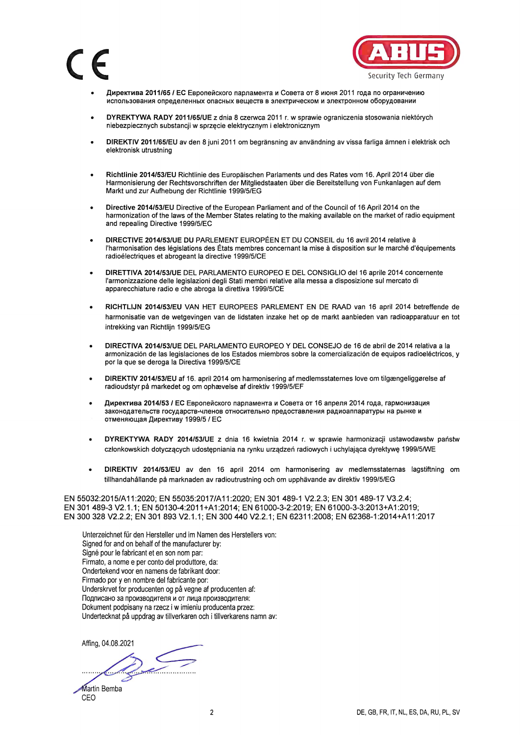CE

ABUS
Security Tech Germany

- **Директива 2011/65 / ЕС** Европейского парламента и Совета от 8 июня 2011 года по ограничению использования определенных опасных веществ в электрическом и электронном оборудовании
- **DYREKTYWA RADY 2011/65/UE** z dnia 8 czerwca 2011 r. w sprawie ograniczenia stosowania niektórych niebezpiecznych substancji w sprzęcie elektrycznym i elektronicznym
- **DIREKTIV 2011/65/EU** av den 8 juni 2011 om begränsning av användning av vissa farliga ämnen i elektrisk och elektronisk utrustning
- **Richtlinie 2014/53/EU** Richtlinie des Europäischen Parlaments und des Rates vom 16. April 2014 über die Harmonisierung der Rechtsvorschriften der Mitgliedstaaten über die Bereitstellung von Funkanlagen auf dem Markt und zur Aufhebung der Richtlinie 1999/5/EG
- **Directive 2014/53/EU** Directive of the European Parliament and of the Council of 16 April 2014 on the harmonization of the laws of the Member States relating to the making available on the market of radio equipment and repealing Directive 1999/5/EC
- **DIRECTIVE 2014/53/UE DU** PARLEMENT EUROPÉEN ET DU CONSEIL du 16 avril 2014 relative à l'harmonisation des législations des États membres concernant la mise à disposition sur le marché d'équipements radioélectriques et abrogeant la directive 1999/5/CE
- **DIRETTIVA 2014/53/UE** DEL PARLAMENTO EUROPEO E DEL CONSIGLIO del 16 aprile 2014 concernente l'armonizzazione delle legislazioni degli Stati membri relative alla messa a disposizione sul mercato di apparecchiature radio e che abroga la direttiva 1999/5/CE
- **RICHTLIJN 2014/53/EU** VAN HET EUROPEES PARLEMENT EN DE RAAD van 16 april 2014 betreffende de harmonisatie van de wetgevingen van de lidstaten inzake het op de markt aanbieden van radioapparatuur en tot intrekking van Richtlijn 1999/5/EG
- **DIRECTIVA 2014/53/UE** DEL PARLAMENTO EUROPEO Y DEL CONSEJO de 16 de abril de 2014 relativa a la armonización de las legislaciones de los Estados miembros sobre la comercialización de equipos radioeléctricos, y por la que se deroga la Directiva 1999/5/CE
- **DIREKTIV 2014/53/EU** af 16. april 2014 om harmonisering af medlemsstaternes love om tilgængeliggørelse af radioudstyr på markedet og om ophævelse af direktiv 1999/5/EF
- **Директива 2014/53 / ЕС** Европейского парламента и Совета от 16 апреля 2014 года, гармонизация законодательств государств-членов относительно предоставления радиоаппаратуры на рынке и отменяющая Директиву 1999/5 / ЕС
- **DYREKTYWA RADY 2014/53/UE** z dnia 16 kwietnia 2014 r. w sprawie harmonizacji ustawodawstw państw członkowskich dotyczących udostępniania na rynku urządzeń radiowych i uchylająca dyrektywę 1999/5/WE
- **DIREKTIV 2014/53/EU** av den 16 april 2014 om harmonisering av medlemsstaternas lagstiftning om tillhandahållande på marknaden av radioutrustning och om upphävande av direktiv 1999/5/EG

EN 55032:2015/A11:2020; EN 55035:2017/A11:2020; EN 301 489-1 V2.2.3; EN 301 489-17 V3.2.4;
EN 301 489-3 V2.1.1; EN 50130-4:2011+A1:2014; EN 61000-3-2:2019; EN 61000-3-3:2013+A1:2019;
EN 300 328 V2.2.2; EN 301 893 V2.1.1; EN 300 440 V2.2.1; EN 62311:2008; EN 62368-1:2014+A11:2017

Unterzeichnet für den Hersteller und im Namen des Herstellers von:
Signed for and on behalf of the manufacturer by:
Signé pour le fabricant et en son nom par:
Firmato, a nome e per conto del produttore, da:
Ondertekend voor en namens de fabrikant door:
Firmado por y en nombre del fabricante por:
Underskrvet for producenten og på vegne af producenten af:
Подписано за производителя и от лица производителя:
Dokument podpisany na rzecz i w imieniu producenta przez:
Undertecknat på uppdrag av tillverkaren och i tillverkarens namn av:

Affing, 04.08.2021

Martin Bemba
CEO

DE, GB, FR, IT, NL, ES, DA, RU, PL, SV